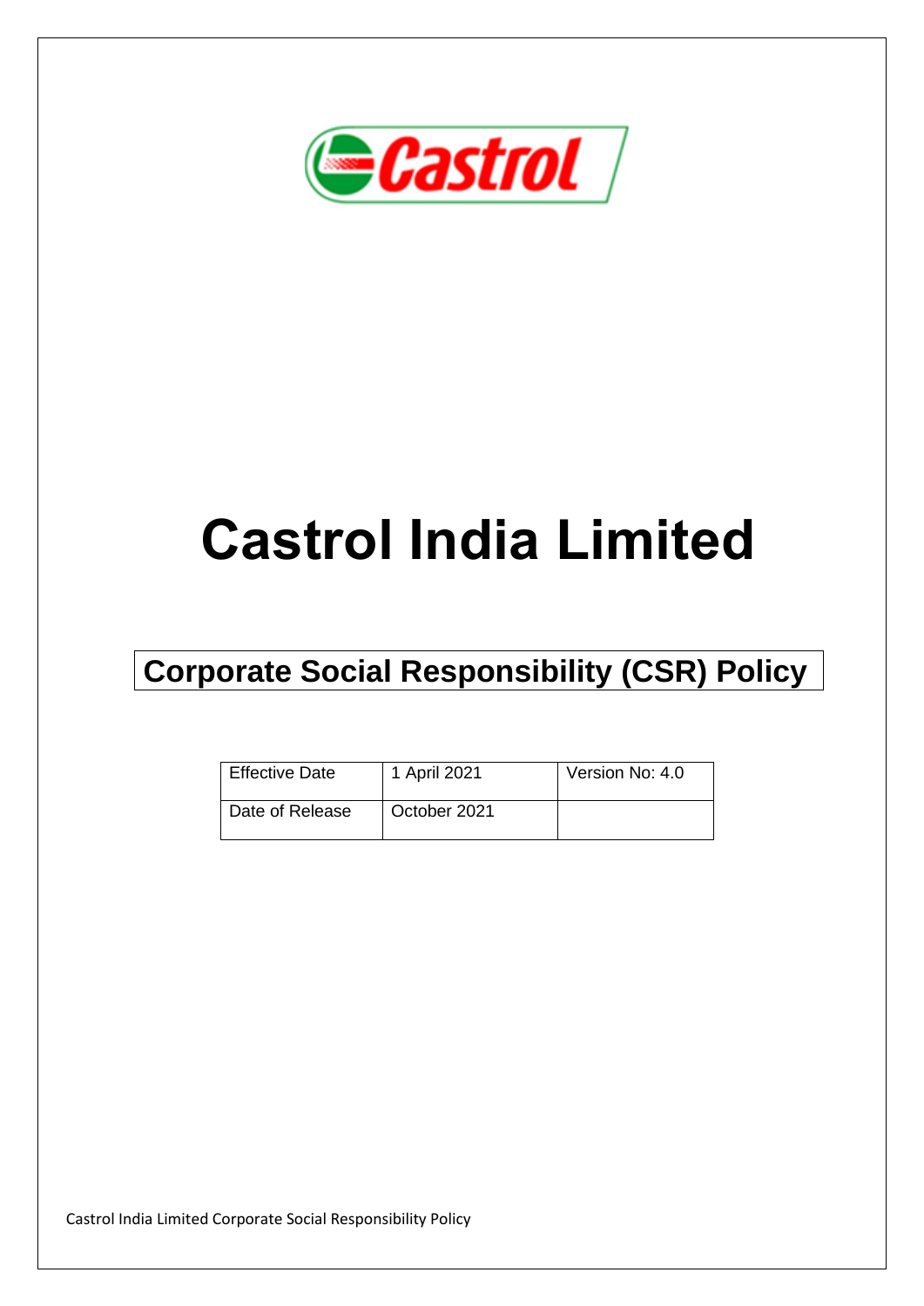# Castrol India Limited

## Corporate Social Responsibility (CSR) Policy

| Effective Date | 1 April 2021 | Version No: 4.0 |
|---|---|---|
| Date of Release | October 2021 | |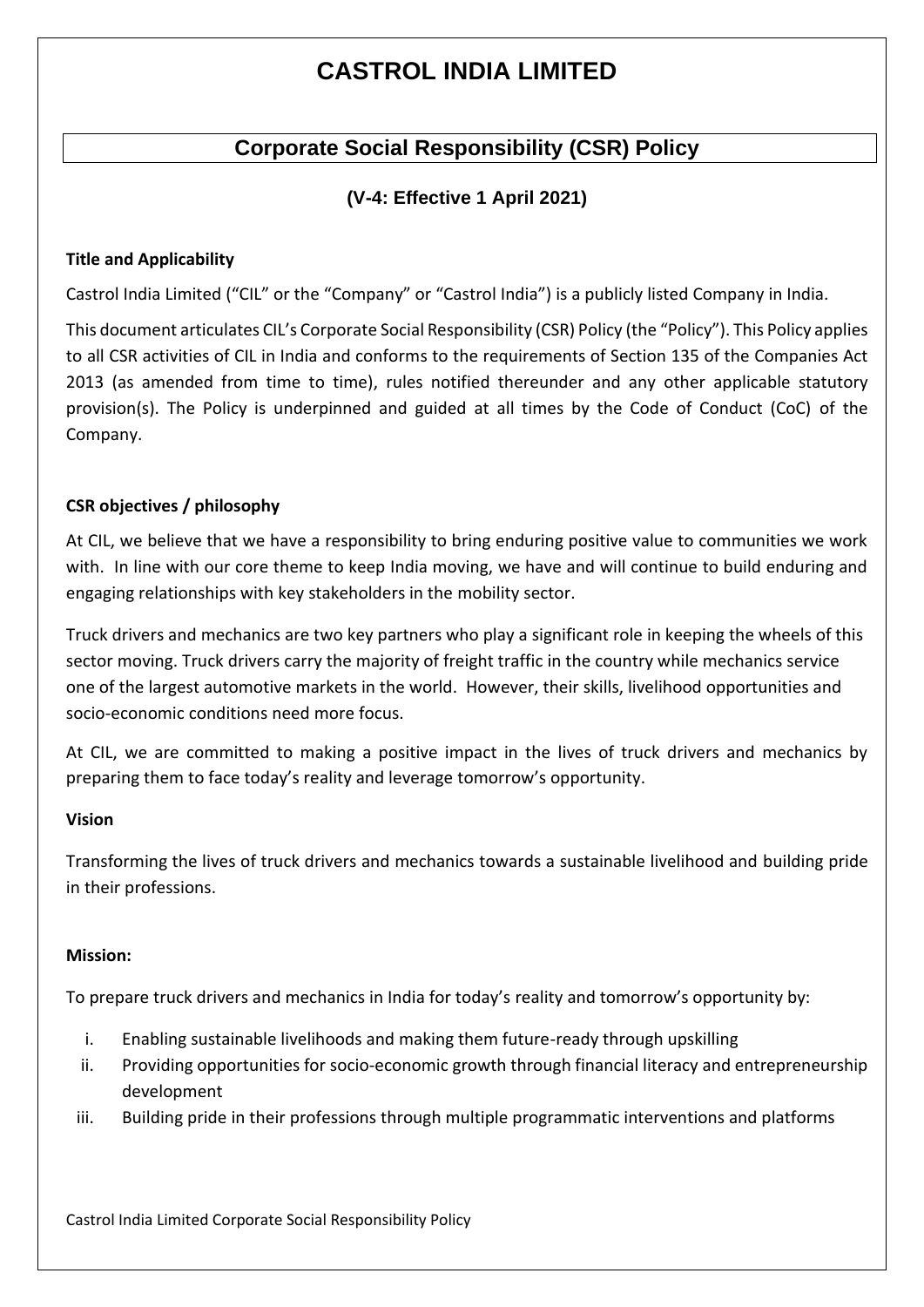# CASTROL INDIA LIMITED

## Corporate Social Responsibility (CSR) Policy

### (V-4: Effective 1 April 2021)

**Title and Applicability**

Castrol India Limited ("CIL" or the "Company" or "Castrol India") is a publicly listed Company in India.

This document articulates CIL's Corporate Social Responsibility (CSR) Policy (the "Policy"). This Policy applies to all CSR activities of CIL in India and conforms to the requirements of Section 135 of the Companies Act 2013 (as amended from time to time), rules notified thereunder and any other applicable statutory provision(s). The Policy is underpinned and guided at all times by the Code of Conduct (CoC) of the Company.

**CSR objectives / philosophy**

At CIL, we believe that we have a responsibility to bring enduring positive value to communities we work with. In line with our core theme to keep India moving, we have and will continue to build enduring and engaging relationships with key stakeholders in the mobility sector.

Truck drivers and mechanics are two key partners who play a significant role in keeping the wheels of this sector moving. Truck drivers carry the majority of freight traffic in the country while mechanics service one of the largest automotive markets in the world. However, their skills, livelihood opportunities and socio-economic conditions need more focus.

At CIL, we are committed to making a positive impact in the lives of truck drivers and mechanics by preparing them to face today's reality and leverage tomorrow's opportunity.

**Vision**

Transforming the lives of truck drivers and mechanics towards a sustainable livelihood and building pride in their professions.

**Mission:**

To prepare truck drivers and mechanics in India for today's reality and tomorrow's opportunity by:

i. Enabling sustainable livelihoods and making them future-ready through upskilling
ii. Providing opportunities for socio-economic growth through financial literacy and entrepreneurship development
iii. Building pride in their professions through multiple programmatic interventions and platforms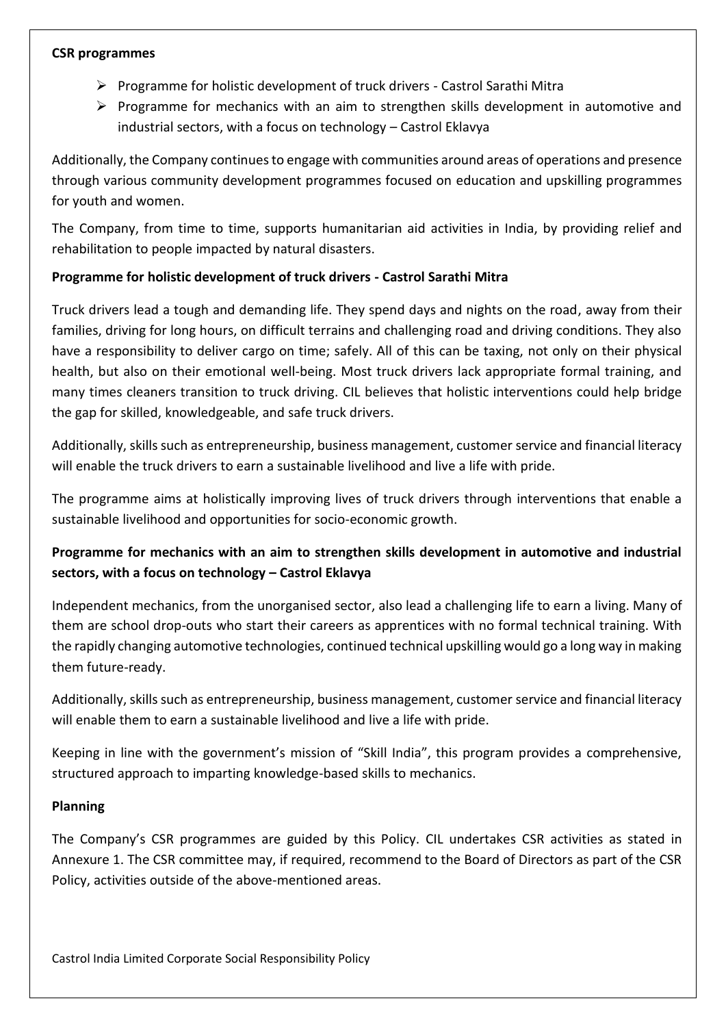**CSR programmes**

- Programme for holistic development of truck drivers - Castrol Sarathi Mitra
- Programme for mechanics with an aim to strengthen skills development in automotive and industrial sectors, with a focus on technology – Castrol Eklavya

Additionally, the Company continues to engage with communities around areas of operations and presence through various community development programmes focused on education and upskilling programmes for youth and women.

The Company, from time to time, supports humanitarian aid activities in India, by providing relief and rehabilitation to people impacted by natural disasters.

**Programme for holistic development of truck drivers - Castrol Sarathi Mitra**

Truck drivers lead a tough and demanding life. They spend days and nights on the road, away from their families, driving for long hours, on difficult terrains and challenging road and driving conditions. They also have a responsibility to deliver cargo on time; safely. All of this can be taxing, not only on their physical health, but also on their emotional well-being. Most truck drivers lack appropriate formal training, and many times cleaners transition to truck driving. CIL believes that holistic interventions could help bridge the gap for skilled, knowledgeable, and safe truck drivers.

Additionally, skills such as entrepreneurship, business management, customer service and financial literacy will enable the truck drivers to earn a sustainable livelihood and live a life with pride.

The programme aims at holistically improving lives of truck drivers through interventions that enable a sustainable livelihood and opportunities for socio-economic growth.

**Programme for mechanics with an aim to strengthen skills development in automotive and industrial sectors, with a focus on technology – Castrol Eklavya**

Independent mechanics, from the unorganised sector, also lead a challenging life to earn a living. Many of them are school drop-outs who start their careers as apprentices with no formal technical training. With the rapidly changing automotive technologies, continued technical upskilling would go a long way in making them future-ready.

Additionally, skills such as entrepreneurship, business management, customer service and financial literacy will enable them to earn a sustainable livelihood and live a life with pride.

Keeping in line with the government's mission of "Skill India", this program provides a comprehensive, structured approach to imparting knowledge-based skills to mechanics.

**Planning**

The Company's CSR programmes are guided by this Policy. CIL undertakes CSR activities as stated in Annexure 1. The CSR committee may, if required, recommend to the Board of Directors as part of the CSR Policy, activities outside of the above-mentioned areas.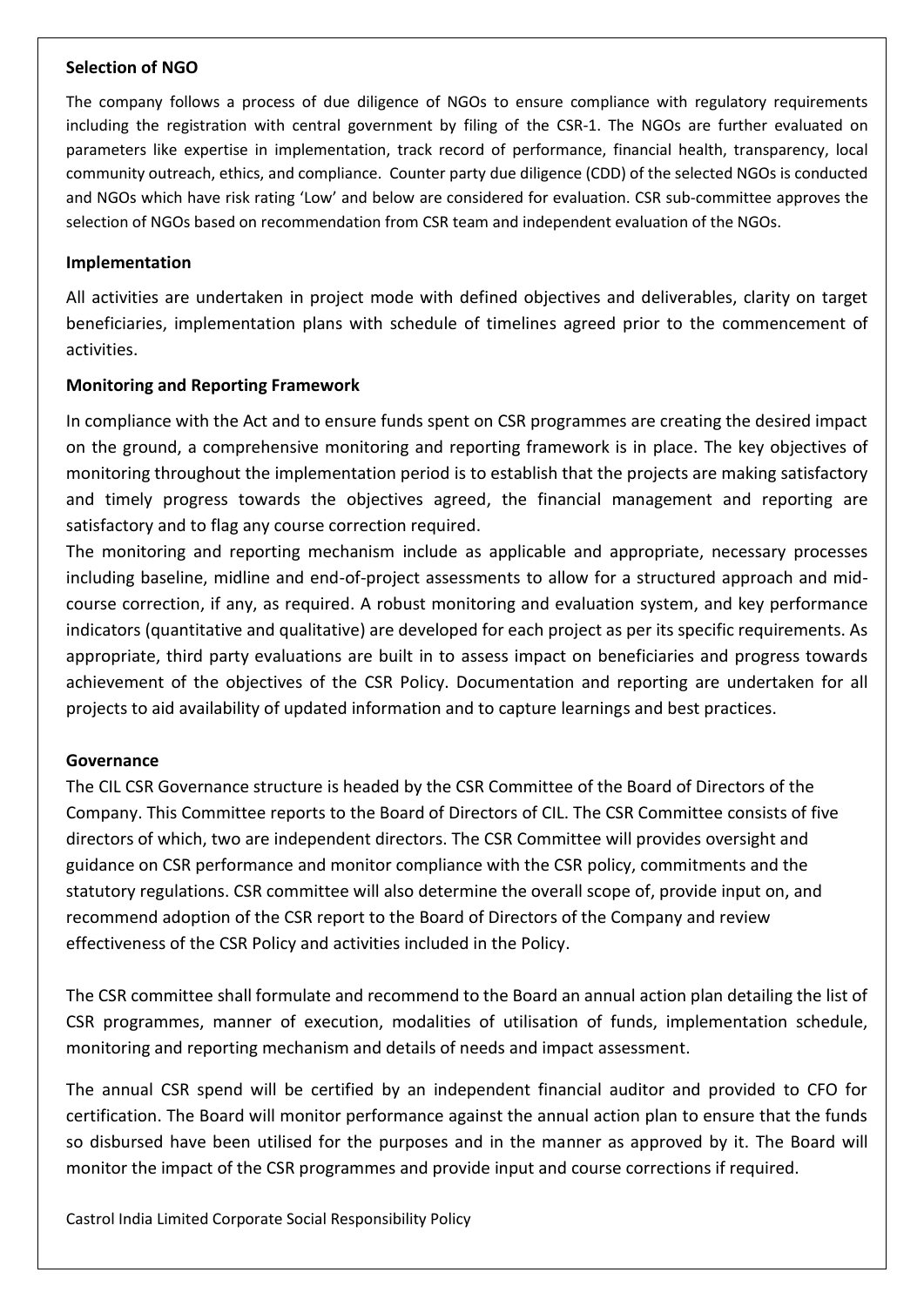**Selection of NGO**

The company follows a process of due diligence of NGOs to ensure compliance with regulatory requirements including the registration with central government by filing of the CSR-1. The NGOs are further evaluated on parameters like expertise in implementation, track record of performance, financial health, transparency, local community outreach, ethics, and compliance. Counter party due diligence (CDD) of the selected NGOs is conducted and NGOs which have risk rating 'Low' and below are considered for evaluation. CSR sub-committee approves the selection of NGOs based on recommendation from CSR team and independent evaluation of the NGOs.

**Implementation**

All activities are undertaken in project mode with defined objectives and deliverables, clarity on target beneficiaries, implementation plans with schedule of timelines agreed prior to the commencement of activities.

**Monitoring and Reporting Framework**

In compliance with the Act and to ensure funds spent on CSR programmes are creating the desired impact on the ground, a comprehensive monitoring and reporting framework is in place. The key objectives of monitoring throughout the implementation period is to establish that the projects are making satisfactory and timely progress towards the objectives agreed, the financial management and reporting are satisfactory and to flag any course correction required.

The monitoring and reporting mechanism include as applicable and appropriate, necessary processes including baseline, midline and end-of-project assessments to allow for a structured approach and mid-course correction, if any, as required. A robust monitoring and evaluation system, and key performance indicators (quantitative and qualitative) are developed for each project as per its specific requirements. As appropriate, third party evaluations are built in to assess impact on beneficiaries and progress towards achievement of the objectives of the CSR Policy. Documentation and reporting are undertaken for all projects to aid availability of updated information and to capture learnings and best practices.

**Governance**

The CIL CSR Governance structure is headed by the CSR Committee of the Board of Directors of the Company. This Committee reports to the Board of Directors of CIL. The CSR Committee consists of five directors of which, two are independent directors. The CSR Committee will provides oversight and guidance on CSR performance and monitor compliance with the CSR policy, commitments and the statutory regulations. CSR committee will also determine the overall scope of, provide input on, and recommend adoption of the CSR report to the Board of Directors of the Company and review effectiveness of the CSR Policy and activities included in the Policy.

The CSR committee shall formulate and recommend to the Board an annual action plan detailing the list of CSR programmes, manner of execution, modalities of utilisation of funds, implementation schedule, monitoring and reporting mechanism and details of needs and impact assessment.

The annual CSR spend will be certified by an independent financial auditor and provided to CFO for certification. The Board will monitor performance against the annual action plan to ensure that the funds so disbursed have been utilised for the purposes and in the manner as approved by it. The Board will monitor the impact of the CSR programmes and provide input and course corrections if required.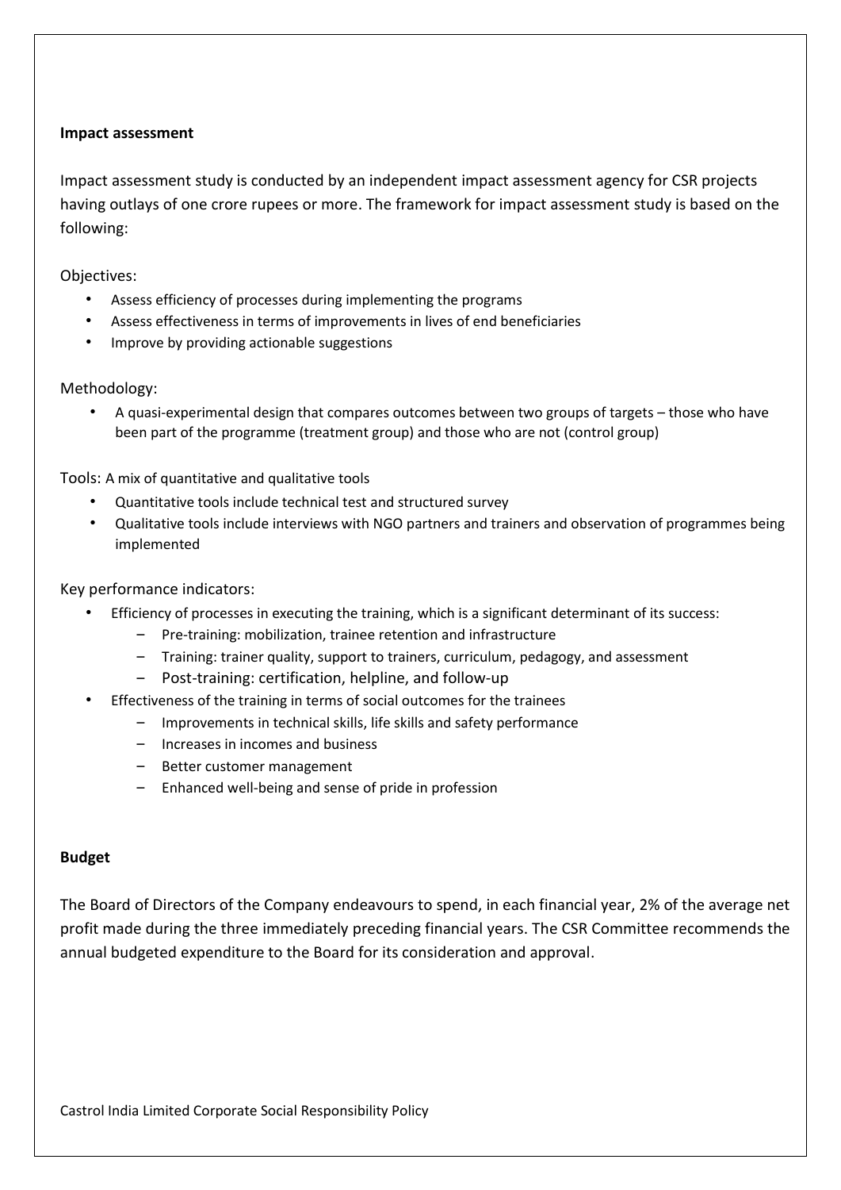**Impact assessment**

Impact assessment study is conducted by an independent impact assessment agency for CSR projects having outlays of one crore rupees or more. The framework for impact assessment study is based on the following:

Objectives:

- Assess efficiency of processes during implementing the programs
- Assess effectiveness in terms of improvements in lives of end beneficiaries
- Improve by providing actionable suggestions

Methodology:

- A quasi-experimental design that compares outcomes between two groups of targets – those who have been part of the programme (treatment group) and those who are not (control group)

Tools: A mix of quantitative and qualitative tools

- Quantitative tools include technical test and structured survey
- Qualitative tools include interviews with NGO partners and trainers and observation of programmes being implemented

Key performance indicators:

- Efficiency of processes in executing the training, which is a significant determinant of its success:
  - Pre-training: mobilization, trainee retention and infrastructure
  - Training: trainer quality, support to trainers, curriculum, pedagogy, and assessment
  - Post-training: certification, helpline, and follow-up
- Effectiveness of the training in terms of social outcomes for the trainees
  - Improvements in technical skills, life skills and safety performance
  - Increases in incomes and business
  - Better customer management
  - Enhanced well-being and sense of pride in profession

**Budget**

The Board of Directors of the Company endeavours to spend, in each financial year, 2% of the average net profit made during the three immediately preceding financial years. The CSR Committee recommends the annual budgeted expenditure to the Board for its consideration and approval.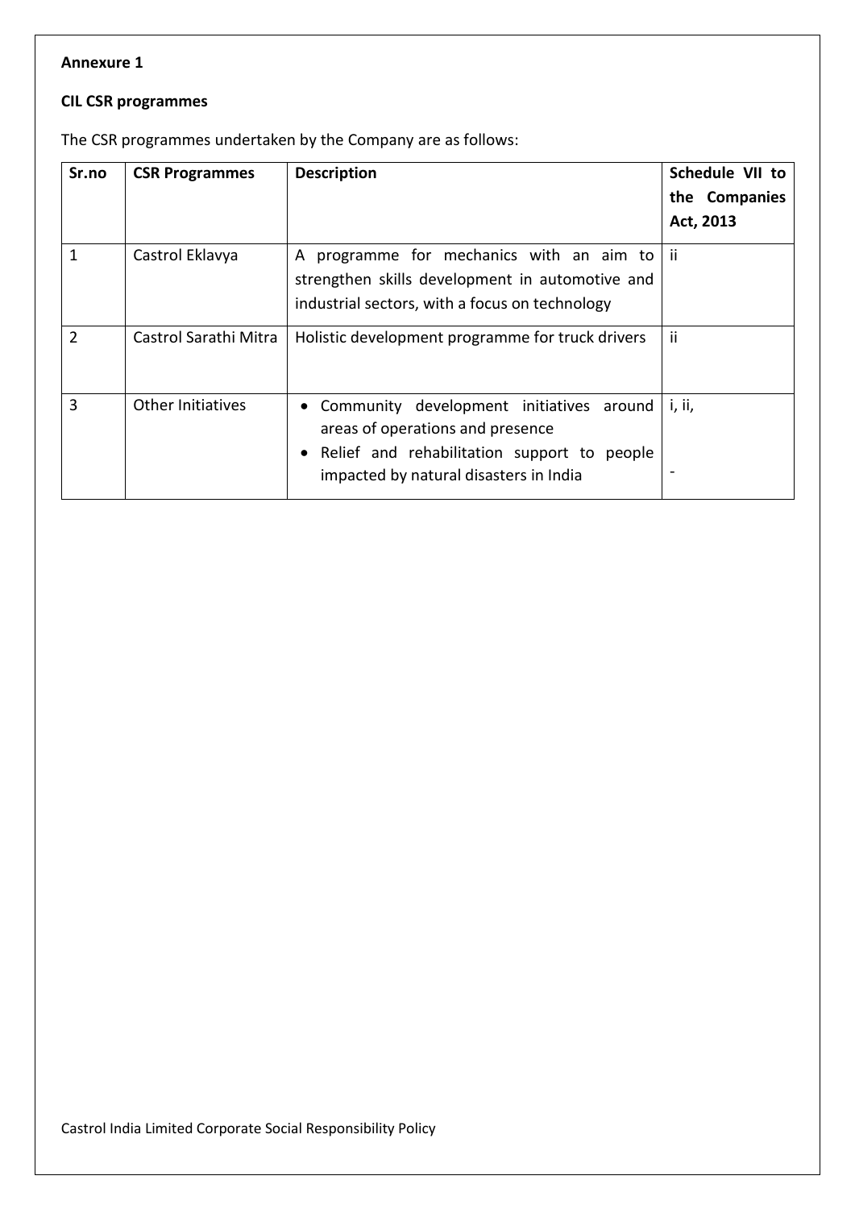**Annexure 1**

**CIL CSR programmes**

The CSR programmes undertaken by the Company are as follows:

| Sr.no | CSR Programmes | Description | Schedule VII to the Companies Act, 2013 |
|---|---|---|---|
| 1 | Castrol Eklavya | A programme for mechanics with an aim to strengthen skills development in automotive and industrial sectors, with a focus on technology | ii |
| 2 | Castrol Sarathi Mitra | Holistic development programme for truck drivers | ii |
| 3 | Other Initiatives | • Community development initiatives around areas of operations and presence<br>• Relief and rehabilitation support to people impacted by natural disasters in India | i, ii,<br>- |